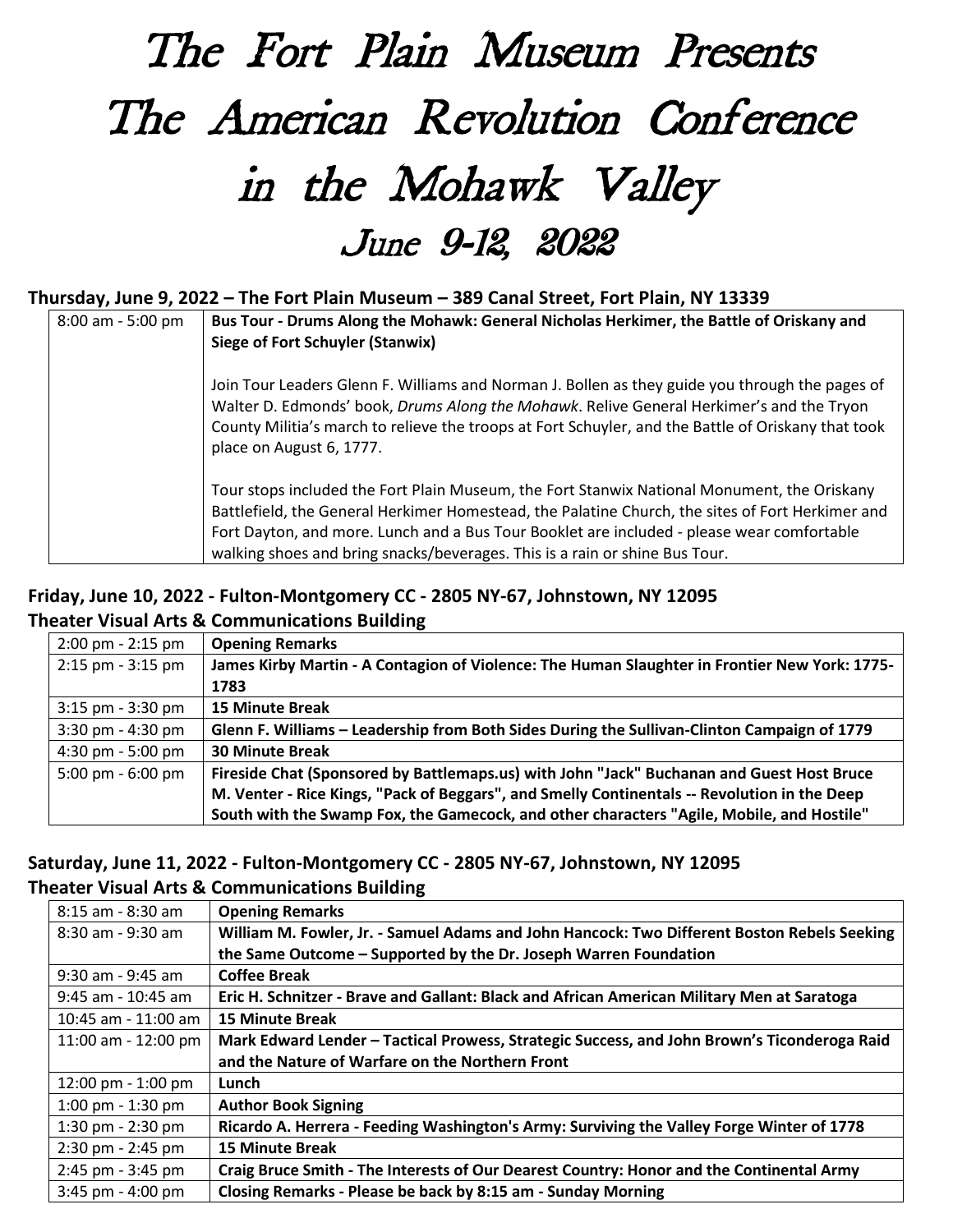# The Fort Plain Museum Presents
# The American Revolution Conference in the Mohawk Valley
## June 9-12, 2022

**Thursday, June 9, 2022 – The Fort Plain Museum – 389 Canal Street, Fort Plain, NY 13339**

| | |
|---|---|
| 8:00 am - 5:00 pm | **Bus Tour - Drums Along the Mohawk: General Nicholas Herkimer, the Battle of Oriskany and Siege of Fort Schuyler (Stanwix)**<br><br>Join Tour Leaders Glenn F. Williams and Norman J. Bollen as they guide you through the pages of Walter D. Edmonds' book, *Drums Along the Mohawk*. Relive General Herkimer's and the Tryon County Militia's march to relieve the troops at Fort Schuyler, and the Battle of Oriskany that took place on August 6, 1777.<br><br>Tour stops included the Fort Plain Museum, the Fort Stanwix National Monument, the Oriskany Battlefield, the General Herkimer Homestead, the Palatine Church, the sites of Fort Herkimer and Fort Dayton, and more. Lunch and a Bus Tour Booklet are included - please wear comfortable walking shoes and bring snacks/beverages. This is a rain or shine Bus Tour. |

**Friday, June 10, 2022 - Fulton-Montgomery CC - 2805 NY-67, Johnstown, NY 12095**
**Theater Visual Arts & Communications Building**

| | |
|---|---|
| 2:00 pm - 2:15 pm | **Opening Remarks** |
| 2:15 pm - 3:15 pm | **James Kirby Martin - A Contagion of Violence: The Human Slaughter in Frontier New York: 1775-1783** |
| 3:15 pm - 3:30 pm | **15 Minute Break** |
| 3:30 pm - 4:30 pm | **Glenn F. Williams – Leadership from Both Sides During the Sullivan-Clinton Campaign of 1779** |
| 4:30 pm - 5:00 pm | **30 Minute Break** |
| 5:00 pm - 6:00 pm | **Fireside Chat (Sponsored by Battlemaps.us) with John "Jack" Buchanan and Guest Host Bruce M. Venter - Rice Kings, "Pack of Beggars", and Smelly Continentals -- Revolution in the Deep South with the Swamp Fox, the Gamecock, and other characters "Agile, Mobile, and Hostile"** |

**Saturday, June 11, 2022 - Fulton-Montgomery CC - 2805 NY-67, Johnstown, NY 12095**
**Theater Visual Arts & Communications Building**

| | |
|---|---|
| 8:15 am - 8:30 am | **Opening Remarks** |
| 8:30 am - 9:30 am | **William M. Fowler, Jr. - Samuel Adams and John Hancock: Two Different Boston Rebels Seeking the Same Outcome – Supported by the Dr. Joseph Warren Foundation** |
| 9:30 am - 9:45 am | **Coffee Break** |
| 9:45 am - 10:45 am | **Eric H. Schnitzer - Brave and Gallant: Black and African American Military Men at Saratoga** |
| 10:45 am - 11:00 am | **15 Minute Break** |
| 11:00 am - 12:00 pm | **Mark Edward Lender – Tactical Prowess, Strategic Success, and John Brown's Ticonderoga Raid and the Nature of Warfare on the Northern Front** |
| 12:00 pm - 1:00 pm | **Lunch** |
| 1:00 pm - 1:30 pm | **Author Book Signing** |
| 1:30 pm - 2:30 pm | **Ricardo A. Herrera - Feeding Washington's Army: Surviving the Valley Forge Winter of 1778** |
| 2:30 pm - 2:45 pm | **15 Minute Break** |
| 2:45 pm - 3:45 pm | **Craig Bruce Smith - The Interests of Our Dearest Country: Honor and the Continental Army** |
| 3:45 pm - 4:00 pm | **Closing Remarks - Please be back by 8:15 am - Sunday Morning** |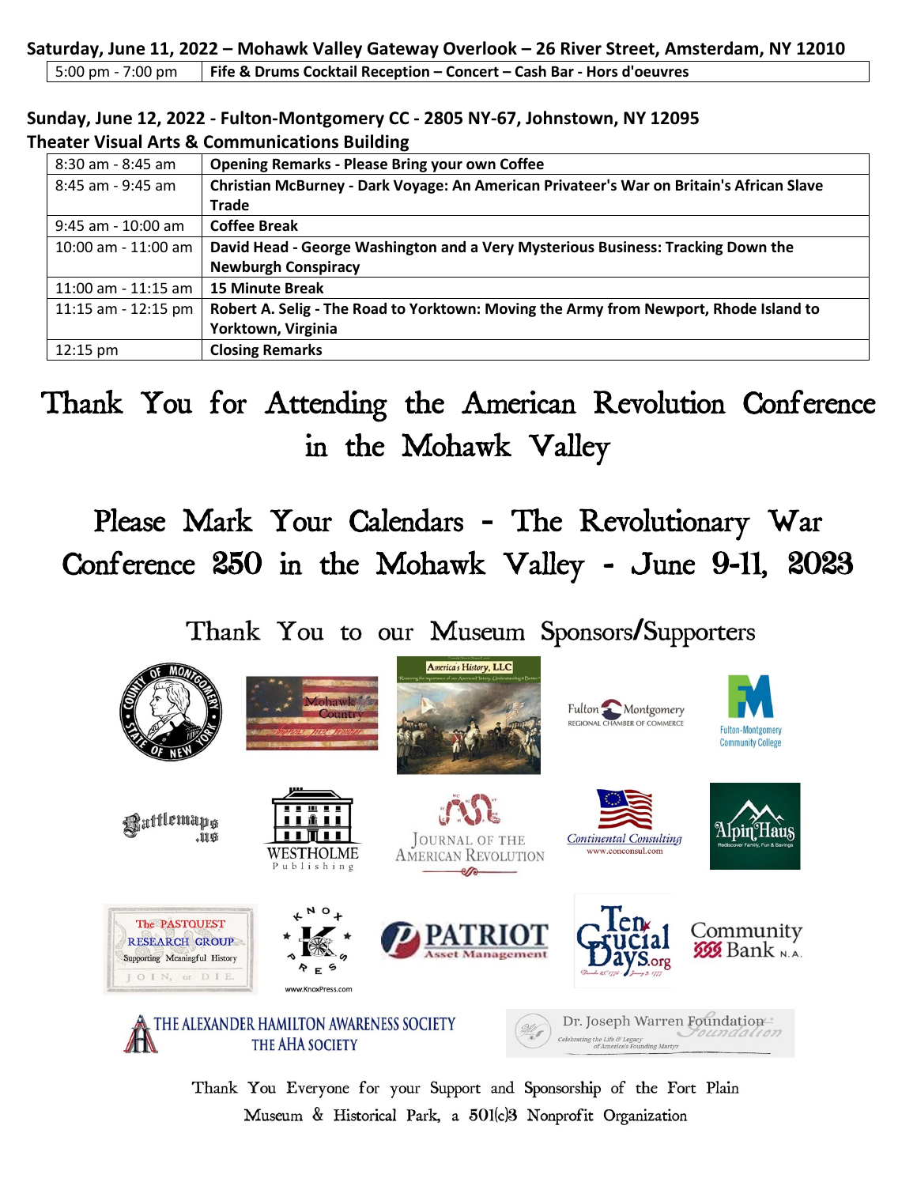**Saturday, June 11, 2022 – Mohawk Valley Gateway Overlook – 26 River Street, Amsterdam, NY 12010**

| | |
|---|---|
| 5:00 pm - 7:00 pm | **Fife & Drums Cocktail Reception – Concert – Cash Bar - Hors d'oeuvres** |

**Sunday, June 12, 2022 - Fulton-Montgomery CC - 2805 NY-67, Johnstown, NY 12095**
**Theater Visual Arts & Communications Building**

| | |
|---|---|
| 8:30 am - 8:45 am | **Opening Remarks - Please Bring your own Coffee** |
| 8:45 am - 9:45 am | **Christian McBurney - Dark Voyage: An American Privateer's War on Britain's African Slave Trade** |
| 9:45 am - 10:00 am | **Coffee Break** |
| 10:00 am - 11:00 am | **David Head - George Washington and a Very Mysterious Business: Tracking Down the Newburgh Conspiracy** |
| 11:00 am - 11:15 am | **15 Minute Break** |
| 11:15 am - 12:15 pm | **Robert A. Selig - The Road to Yorktown: Moving the Army from Newport, Rhode Island to Yorktown, Virginia** |
| 12:15 pm | **Closing Remarks** |

# Thank You for Attending the American Revolution Conference in the Mohawk Valley

# Please Mark Your Calendars - The Revolutionary War Conference 250 in the Mohawk Valley - June 9-11, 2023

## Thank You to our Museum Sponsors/Supporters

County of Montgomery, State of New York

Mohawk Country

America's History, LLC

Fulton Montgomery Regional Chamber of Commerce

Fulton-Montgomery Community College

Battlemaps.us

Westholme Publishing

Journal of the American Revolution

Continental Consulting www.conconsul.com

Alpin Haus

The Pastquest Research Group – Supporting Meaningful History – Join, or Die

Knox Press www.KnoxPress.com

Patriot Asset Management

Ten Crucial Days.org

Community Bank N.A.

The Alexander Hamilton Awareness Society – The AHA Society

Dr. Joseph Warren Foundation – Celebrating the Life & Legacy of America's Founding Martyr

Thank You Everyone for your Support and Sponsorship of the Fort Plain Museum & Historical Park, a 501(c)3 Nonprofit Organization